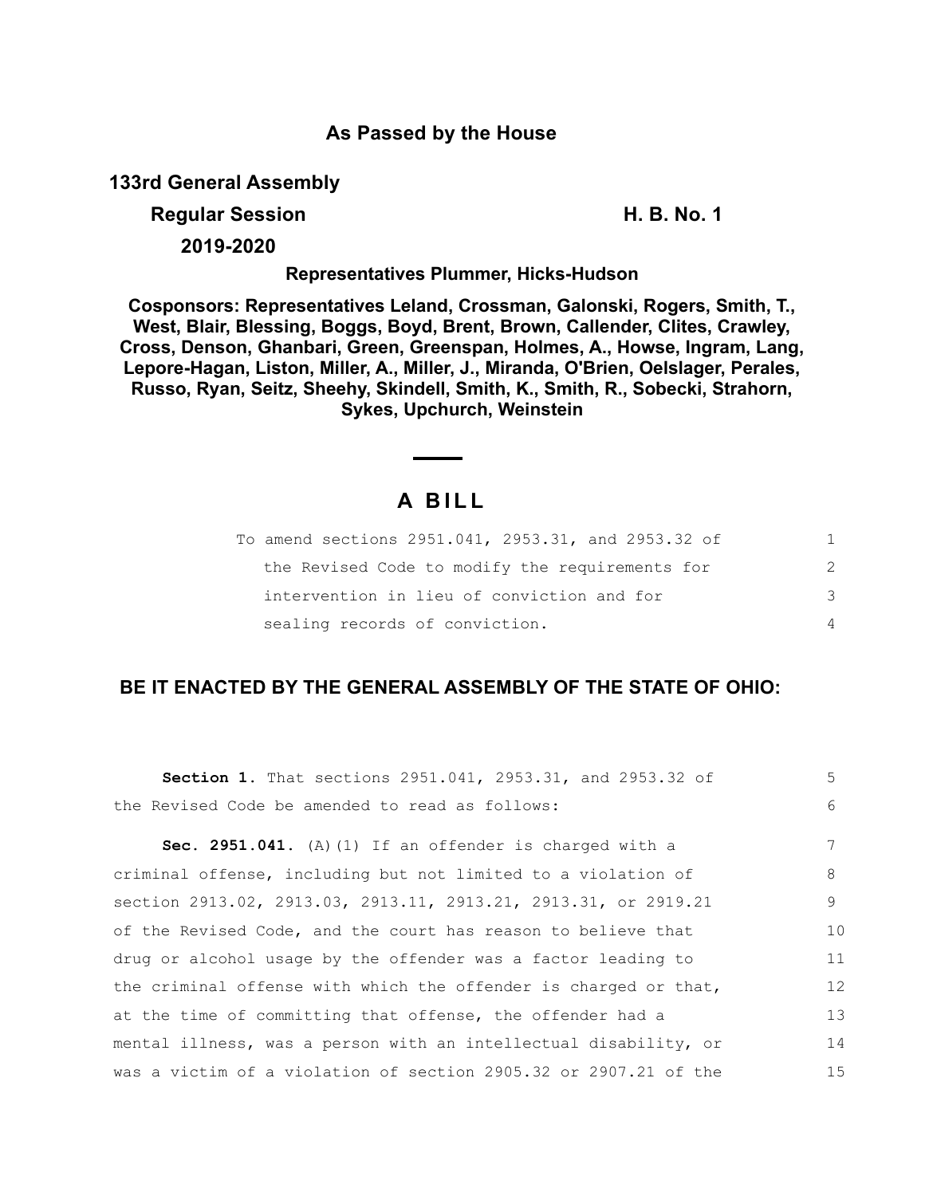**As Passed by the House**

**133rd General Assembly**

**Regular Session** **H. B. No. 1**

**2019-2020**

**Representatives Plummer, Hicks-Hudson**

**Cosponsors: Representatives Leland, Crossman, Galonski, Rogers, Smith, T., West, Blair, Blessing, Boggs, Boyd, Brent, Brown, Callender, Clites, Crawley, Cross, Denson, Ghanbari, Green, Greenspan, Holmes, A., Howse, Ingram, Lang, Lepore-Hagan, Liston, Miller, A., Miller, J., Miranda, O'Brien, Oelslager, Perales, Russo, Ryan, Seitz, Sheehy, Skindell, Smith, K., Smith, R., Sobecki, Strahorn, Sykes, Upchurch, Weinstein**

# A BILL

To amend sections 2951.041, 2953.31, and 2953.32 of the Revised Code to modify the requirements for intervention in lieu of conviction and for sealing records of conviction.

**BE IT ENACTED BY THE GENERAL ASSEMBLY OF THE STATE OF OHIO:**

**Section 1.** That sections 2951.041, 2953.31, and 2953.32 of the Revised Code be amended to read as follows:

**Sec. 2951.041.** (A)(1) If an offender is charged with a criminal offense, including but not limited to a violation of section 2913.02, 2913.03, 2913.11, 2913.21, 2913.31, or 2919.21 of the Revised Code, and the court has reason to believe that drug or alcohol usage by the offender was a factor leading to the criminal offense with which the offender is charged or that, at the time of committing that offense, the offender had a mental illness, was a person with an intellectual disability, or was a victim of a violation of section 2905.32 or 2907.21 of the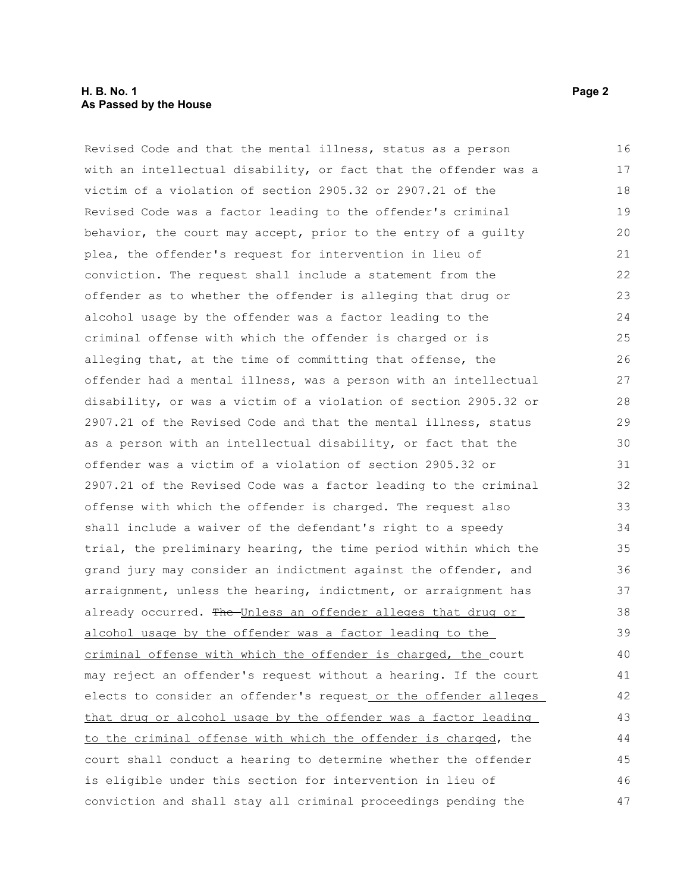Revised Code and that the mental illness, status as a person with an intellectual disability, or fact that the offender was a victim of a violation of section 2905.32 or 2907.21 of the Revised Code was a factor leading to the offender's criminal behavior, the court may accept, prior to the entry of a guilty plea, the offender's request for intervention in lieu of conviction. The request shall include a statement from the offender as to whether the offender is alleging that drug or alcohol usage by the offender was a factor leading to the criminal offense with which the offender is charged or is alleging that, at the time of committing that offense, the offender had a mental illness, was a person with an intellectual disability, or was a victim of a violation of section 2905.32 or 2907.21 of the Revised Code and that the mental illness, status as a person with an intellectual disability, or fact that the offender was a victim of a violation of section 2905.32 or 2907.21 of the Revised Code was a factor leading to the criminal offense with which the offender is charged. The request also shall include a waiver of the defendant's right to a speedy trial, the preliminary hearing, the time period within which the grand jury may consider an indictment against the offender, and arraignment, unless the hearing, indictment, or arraignment has already occurred. ~~The~~ <u>Unless an offender alleges that drug or alcohol usage by the offender was a factor leading to the criminal offense with which the offender is charged, the</u> court may reject an offender's request without a hearing. If the court elects to consider an offender's request<u> or the offender alleges that drug or alcohol usage by the offender was a factor leading to the criminal offense with which the offender is charged</u>, the court shall conduct a hearing to determine whether the offender is eligible under this section for intervention in lieu of conviction and shall stay all criminal proceedings pending the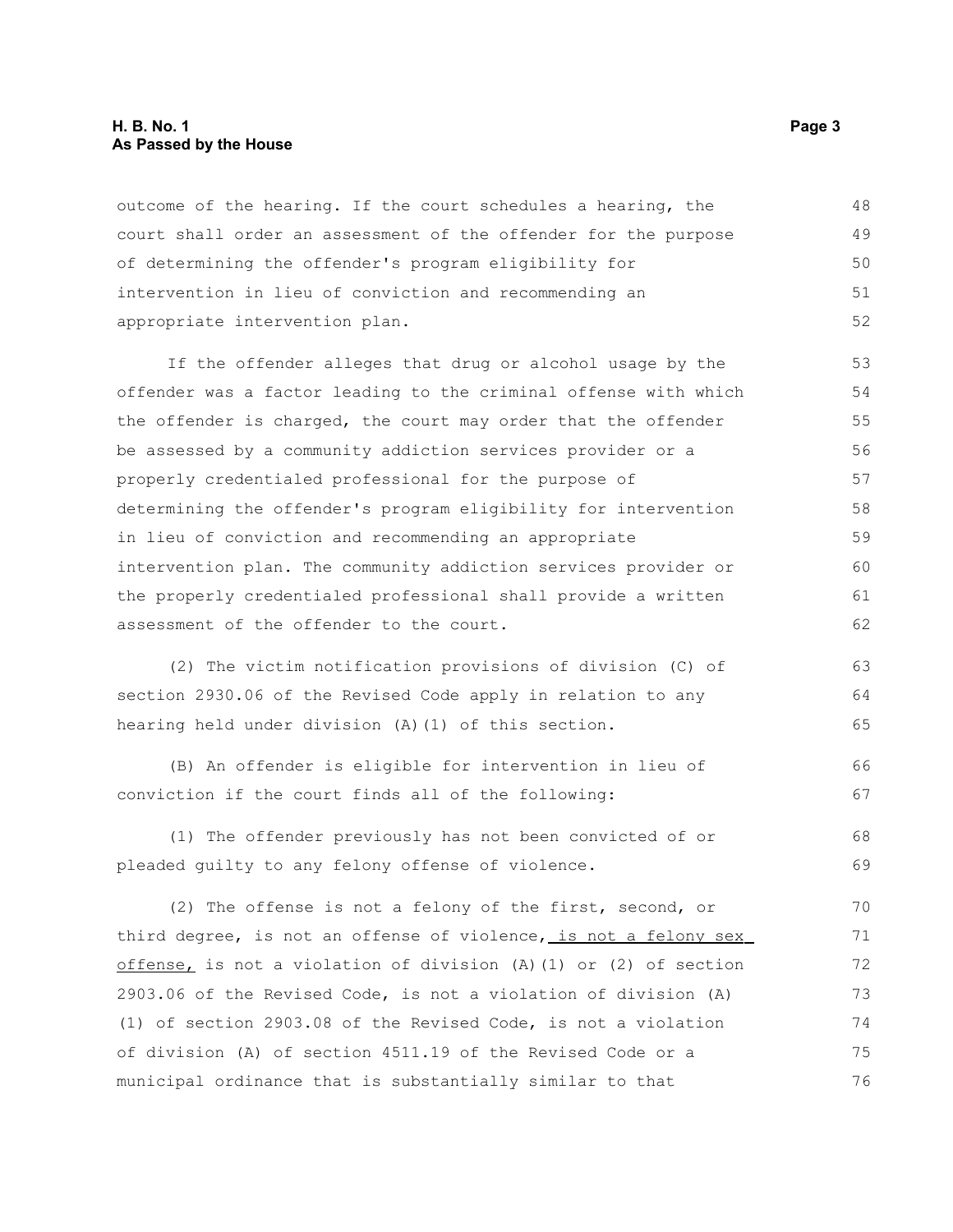outcome of the hearing. If the court schedules a hearing, the court shall order an assessment of the offender for the purpose of determining the offender's program eligibility for intervention in lieu of conviction and recommending an appropriate intervention plan.

If the offender alleges that drug or alcohol usage by the offender was a factor leading to the criminal offense with which the offender is charged, the court may order that the offender be assessed by a community addiction services provider or a properly credentialed professional for the purpose of determining the offender's program eligibility for intervention in lieu of conviction and recommending an appropriate intervention plan. The community addiction services provider or the properly credentialed professional shall provide a written assessment of the offender to the court.

(2) The victim notification provisions of division (C) of section 2930.06 of the Revised Code apply in relation to any hearing held under division (A)(1) of this section.

(B) An offender is eligible for intervention in lieu of conviction if the court finds all of the following:

(1) The offender previously has not been convicted of or pleaded guilty to any felony offense of violence.

(2) The offense is not a felony of the first, second, or third degree, is not an offense of violence, <u>is not a felony sex offense,</u> is not a violation of division (A)(1) or (2) of section 2903.06 of the Revised Code, is not a violation of division (A)(1) of section 2903.08 of the Revised Code, is not a violation of division (A) of section 4511.19 of the Revised Code or a municipal ordinance that is substantially similar to that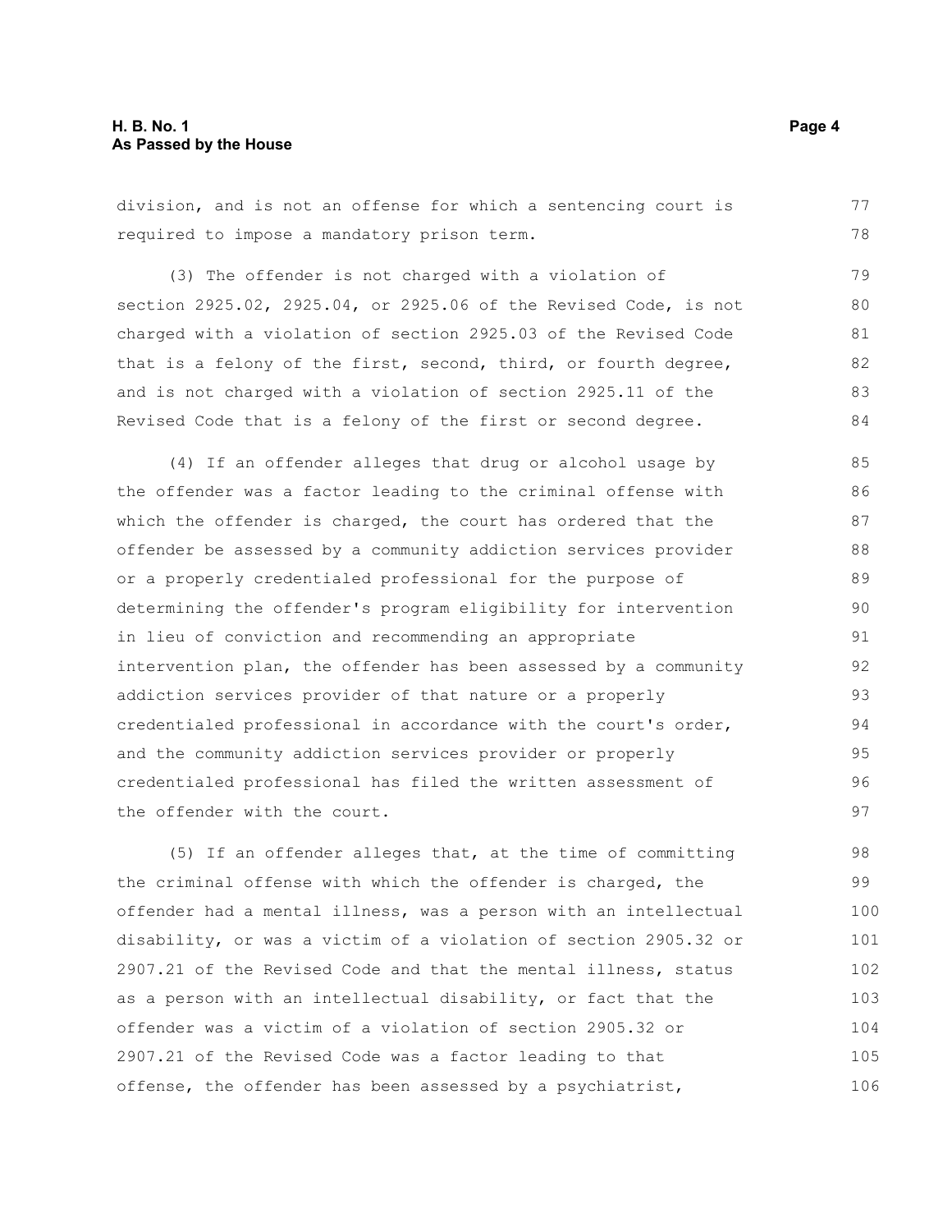division, and is not an offense for which a sentencing court is required to impose a mandatory prison term.

(3) The offender is not charged with a violation of section 2925.02, 2925.04, or 2925.06 of the Revised Code, is not charged with a violation of section 2925.03 of the Revised Code that is a felony of the first, second, third, or fourth degree, and is not charged with a violation of section 2925.11 of the Revised Code that is a felony of the first or second degree.

(4) If an offender alleges that drug or alcohol usage by the offender was a factor leading to the criminal offense with which the offender is charged, the court has ordered that the offender be assessed by a community addiction services provider or a properly credentialed professional for the purpose of determining the offender's program eligibility for intervention in lieu of conviction and recommending an appropriate intervention plan, the offender has been assessed by a community addiction services provider of that nature or a properly credentialed professional in accordance with the court's order, and the community addiction services provider or properly credentialed professional has filed the written assessment of the offender with the court.

(5) If an offender alleges that, at the time of committing the criminal offense with which the offender is charged, the offender had a mental illness, was a person with an intellectual disability, or was a victim of a violation of section 2905.32 or 2907.21 of the Revised Code and that the mental illness, status as a person with an intellectual disability, or fact that the offender was a victim of a violation of section 2905.32 or 2907.21 of the Revised Code was a factor leading to that offense, the offender has been assessed by a psychiatrist,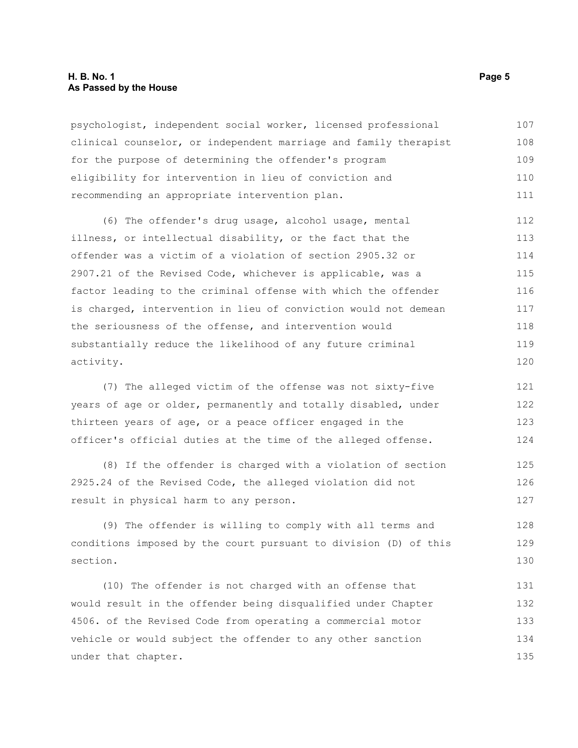psychologist, independent social worker, licensed professional clinical counselor, or independent marriage and family therapist for the purpose of determining the offender's program eligibility for intervention in lieu of conviction and recommending an appropriate intervention plan.

(6) The offender's drug usage, alcohol usage, mental illness, or intellectual disability, or the fact that the offender was a victim of a violation of section 2905.32 or 2907.21 of the Revised Code, whichever is applicable, was a factor leading to the criminal offense with which the offender is charged, intervention in lieu of conviction would not demean the seriousness of the offense, and intervention would substantially reduce the likelihood of any future criminal activity.

(7) The alleged victim of the offense was not sixty-five years of age or older, permanently and totally disabled, under thirteen years of age, or a peace officer engaged in the officer's official duties at the time of the alleged offense.

(8) If the offender is charged with a violation of section 2925.24 of the Revised Code, the alleged violation did not result in physical harm to any person.

(9) The offender is willing to comply with all terms and conditions imposed by the court pursuant to division (D) of this section.

(10) The offender is not charged with an offense that would result in the offender being disqualified under Chapter 4506. of the Revised Code from operating a commercial motor vehicle or would subject the offender to any other sanction under that chapter.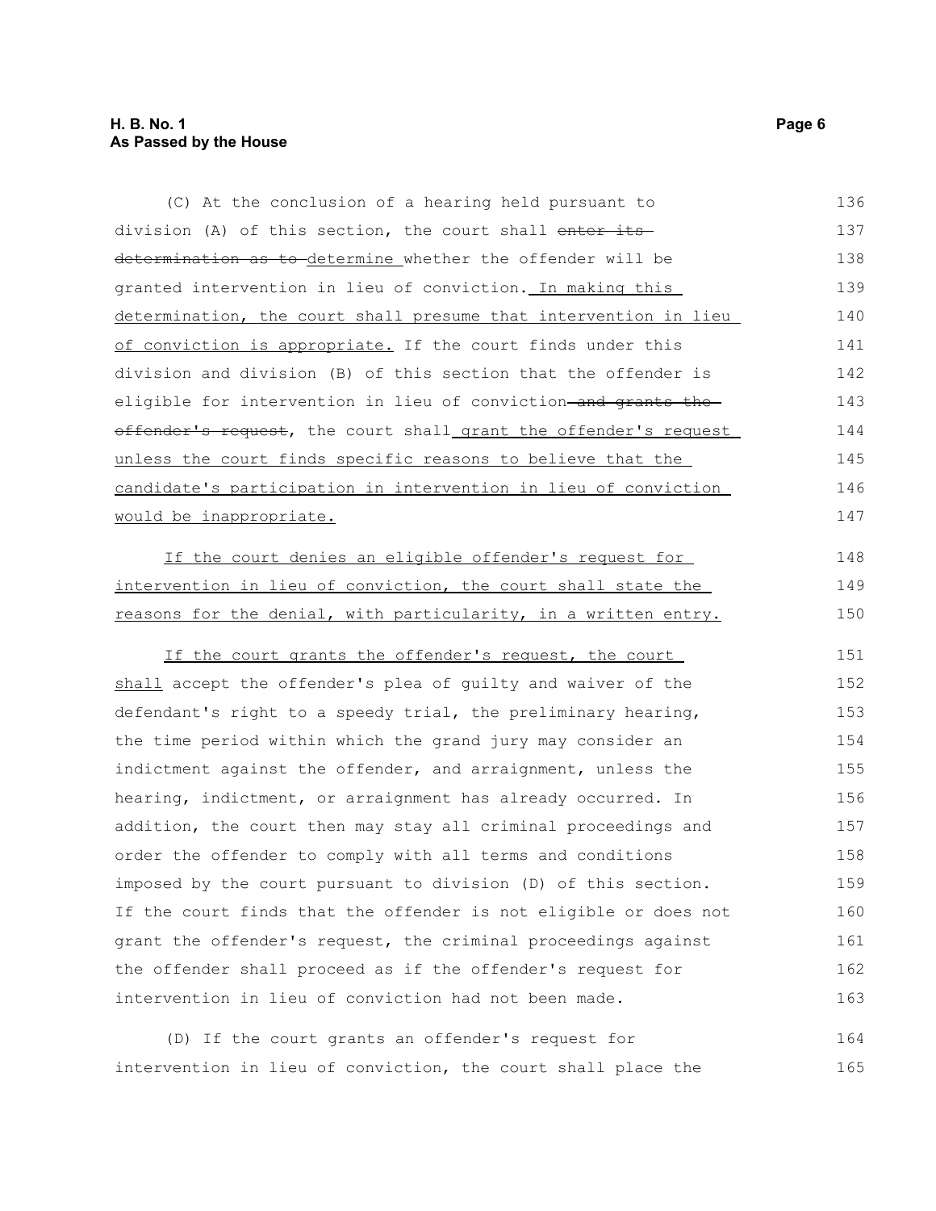(C) At the conclusion of a hearing held pursuant to division (A) of this section, the court shall ~~enter its determination as to~~ <u>determine</u> whether the offender will be granted intervention in lieu of conviction.<u> In making this determination, the court shall presume that intervention in lieu of conviction is appropriate.</u> If the court finds under this division and division (B) of this section that the offender is eligible for intervention in lieu of conviction~~ and grants the offender's request~~, the court shall<u> grant the offender's request unless the court finds specific reasons to believe that the candidate's participation in intervention in lieu of conviction would be inappropriate.</u>

<u>If the court denies an eligible offender's request for intervention in lieu of conviction, the court shall state the reasons for the denial, with particularity, in a written entry.</u>

<u>If the court grants the offender's request, the court shall</u> accept the offender's plea of guilty and waiver of the defendant's right to a speedy trial, the preliminary hearing, the time period within which the grand jury may consider an indictment against the offender, and arraignment, unless the hearing, indictment, or arraignment has already occurred. In addition, the court then may stay all criminal proceedings and order the offender to comply with all terms and conditions imposed by the court pursuant to division (D) of this section. If the court finds that the offender is not eligible or does not grant the offender's request, the criminal proceedings against the offender shall proceed as if the offender's request for intervention in lieu of conviction had not been made.

(D) If the court grants an offender's request for intervention in lieu of conviction, the court shall place the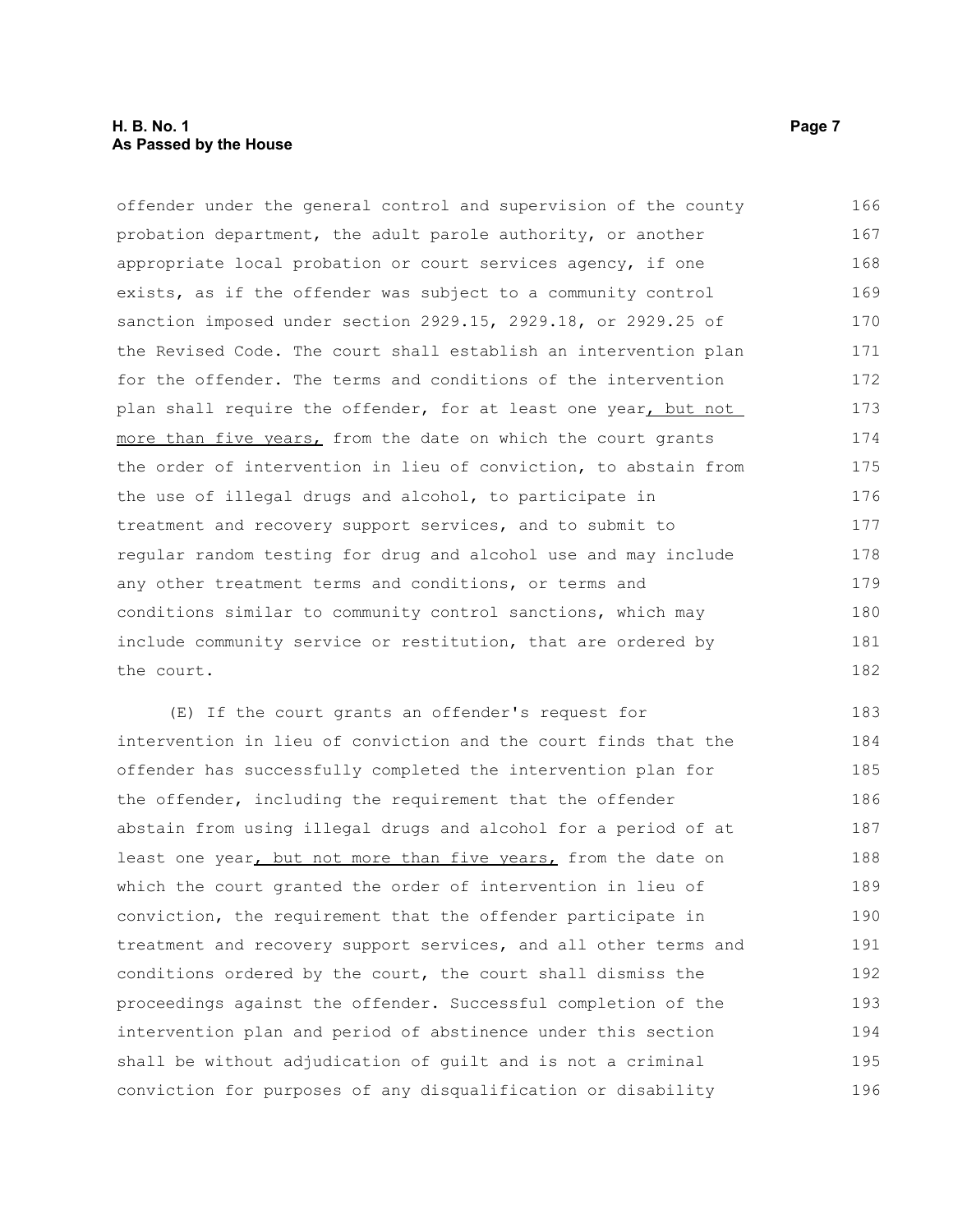offender under the general control and supervision of the county probation department, the adult parole authority, or another appropriate local probation or court services agency, if one exists, as if the offender was subject to a community control sanction imposed under section 2929.15, 2929.18, or 2929.25 of the Revised Code. The court shall establish an intervention plan for the offender. The terms and conditions of the intervention plan shall require the offender, for at least one year, but not more than five years, from the date on which the court grants the order of intervention in lieu of conviction, to abstain from the use of illegal drugs and alcohol, to participate in treatment and recovery support services, and to submit to regular random testing for drug and alcohol use and may include any other treatment terms and conditions, or terms and conditions similar to community control sanctions, which may include community service or restitution, that are ordered by the court.

(E) If the court grants an offender's request for intervention in lieu of conviction and the court finds that the offender has successfully completed the intervention plan for the offender, including the requirement that the offender abstain from using illegal drugs and alcohol for a period of at least one year, but not more than five years, from the date on which the court granted the order of intervention in lieu of conviction, the requirement that the offender participate in treatment and recovery support services, and all other terms and conditions ordered by the court, the court shall dismiss the proceedings against the offender. Successful completion of the intervention plan and period of abstinence under this section shall be without adjudication of guilt and is not a criminal conviction for purposes of any disqualification or disability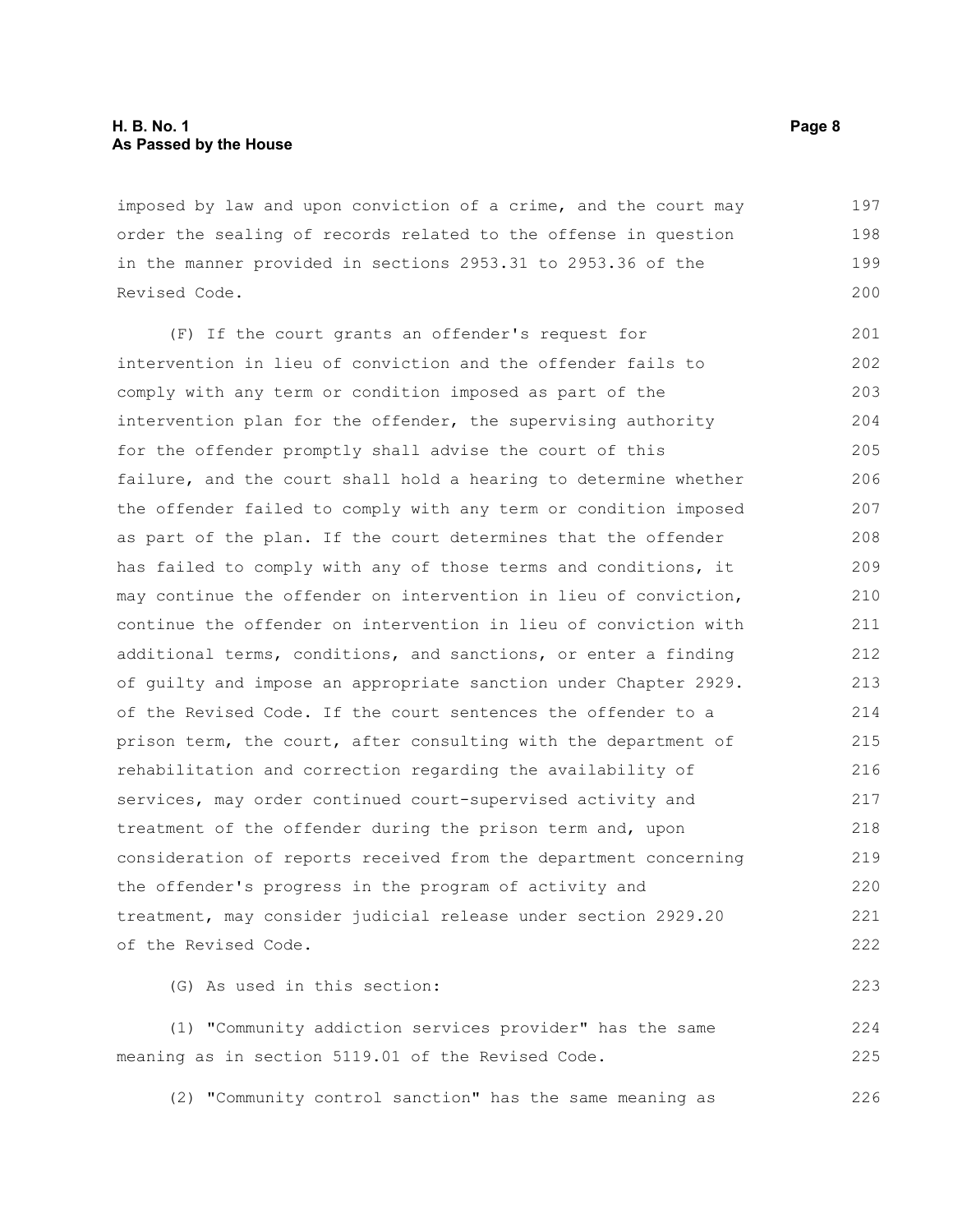imposed by law and upon conviction of a crime, and the court may order the sealing of records related to the offense in question in the manner provided in sections 2953.31 to 2953.36 of the Revised Code.

(F) If the court grants an offender's request for intervention in lieu of conviction and the offender fails to comply with any term or condition imposed as part of the intervention plan for the offender, the supervising authority for the offender promptly shall advise the court of this failure, and the court shall hold a hearing to determine whether the offender failed to comply with any term or condition imposed as part of the plan. If the court determines that the offender has failed to comply with any of those terms and conditions, it may continue the offender on intervention in lieu of conviction, continue the offender on intervention in lieu of conviction with additional terms, conditions, and sanctions, or enter a finding of guilty and impose an appropriate sanction under Chapter 2929. of the Revised Code. If the court sentences the offender to a prison term, the court, after consulting with the department of rehabilitation and correction regarding the availability of services, may order continued court-supervised activity and treatment of the offender during the prison term and, upon consideration of reports received from the department concerning the offender's progress in the program of activity and treatment, may consider judicial release under section 2929.20 of the Revised Code.

(G) As used in this section:

(1) "Community addiction services provider" has the same meaning as in section 5119.01 of the Revised Code.

(2) "Community control sanction" has the same meaning as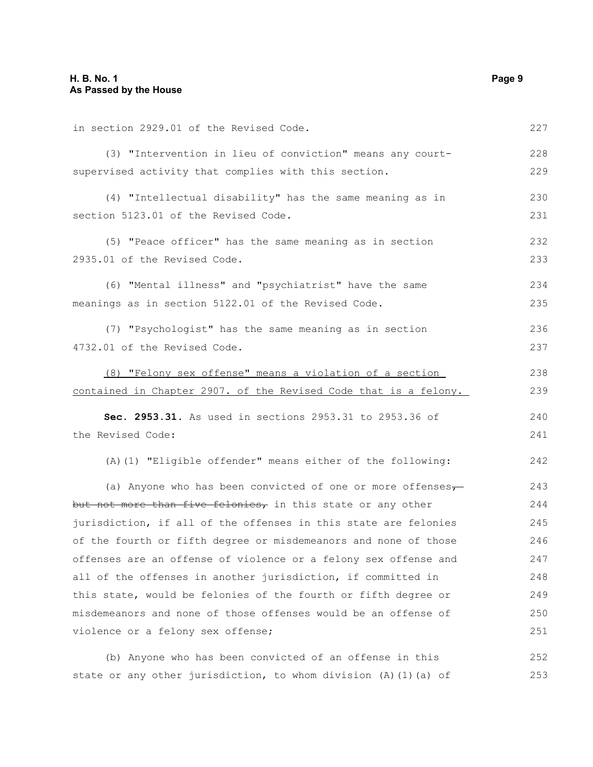in section 2929.01 of the Revised Code.

(3) "Intervention in lieu of conviction" means any court-supervised activity that complies with this section.

(4) "Intellectual disability" has the same meaning as in section 5123.01 of the Revised Code.

(5) "Peace officer" has the same meaning as in section 2935.01 of the Revised Code.

(6) "Mental illness" and "psychiatrist" have the same meanings as in section 5122.01 of the Revised Code.

(7) "Psychologist" has the same meaning as in section 4732.01 of the Revised Code.

<u>(8) "Felony sex offense" means a violation of a section contained in Chapter 2907. of the Revised Code that is a felony.</u>

**Sec. 2953.31.** As used in sections 2953.31 to 2953.36 of the Revised Code:

(A)(1) "Eligible offender" means either of the following:

(a) Anyone who has been convicted of one or more offenses~~, but not more than five felonies,~~ in this state or any other jurisdiction, if all of the offenses in this state are felonies of the fourth or fifth degree or misdemeanors and none of those offenses are an offense of violence or a felony sex offense and all of the offenses in another jurisdiction, if committed in this state, would be felonies of the fourth or fifth degree or misdemeanors and none of those offenses would be an offense of violence or a felony sex offense;

(b) Anyone who has been convicted of an offense in this state or any other jurisdiction, to whom division (A)(1)(a) of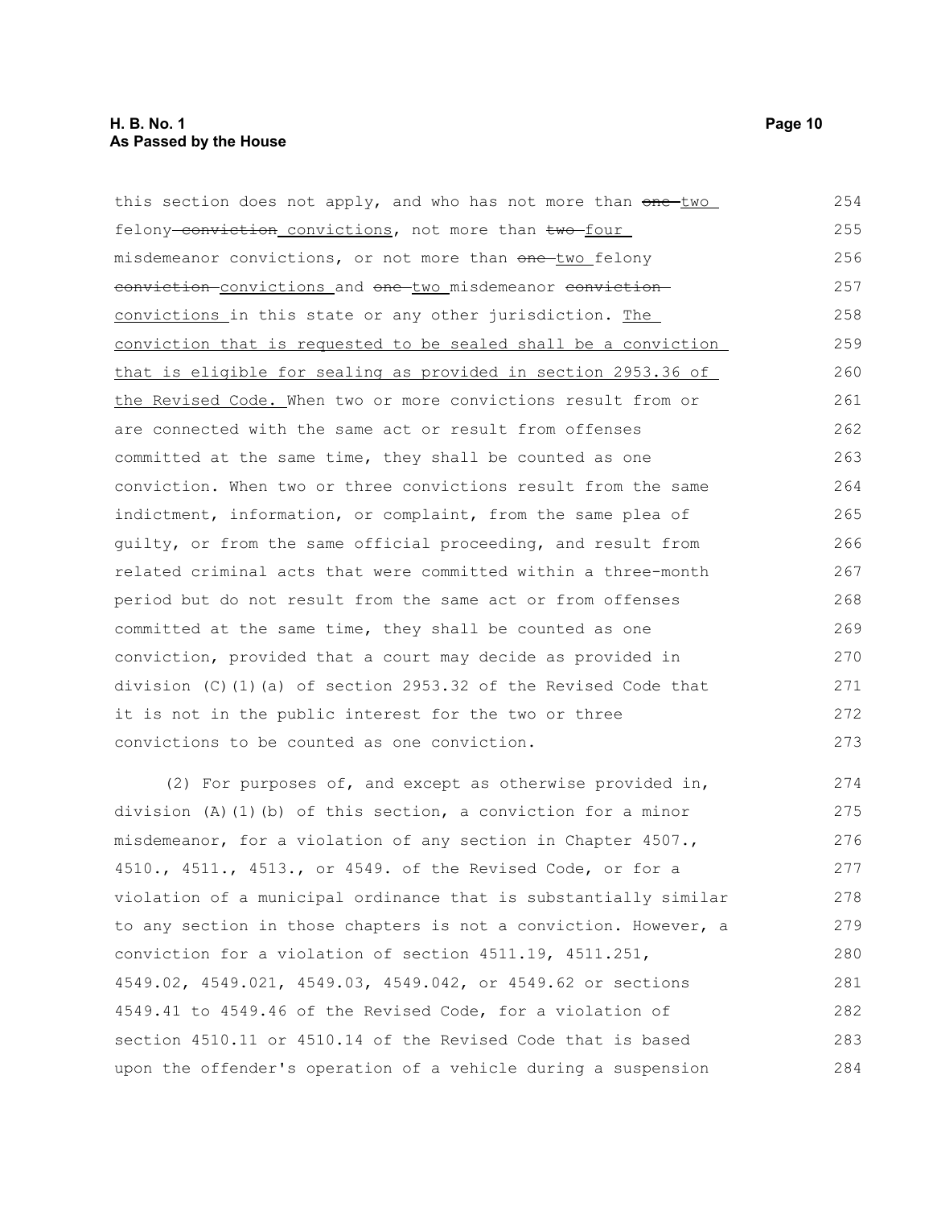this section does not apply, and who has not more than ~~one~~ two felony ~~conviction~~ convictions, not more than ~~two~~ four misdemeanor convictions, or not more than ~~one~~ two felony ~~conviction~~ convictions and ~~one~~ two misdemeanor ~~conviction~~ convictions in this state or any other jurisdiction. The conviction that is requested to be sealed shall be a conviction that is eligible for sealing as provided in section 2953.36 of the Revised Code. When two or more convictions result from or are connected with the same act or result from offenses committed at the same time, they shall be counted as one conviction. When two or three convictions result from the same indictment, information, or complaint, from the same plea of guilty, or from the same official proceeding, and result from related criminal acts that were committed within a three-month period but do not result from the same act or from offenses committed at the same time, they shall be counted as one conviction, provided that a court may decide as provided in division (C)(1)(a) of section 2953.32 of the Revised Code that it is not in the public interest for the two or three convictions to be counted as one conviction.

(2) For purposes of, and except as otherwise provided in, division (A)(1)(b) of this section, a conviction for a minor misdemeanor, for a violation of any section in Chapter 4507., 4510., 4511., 4513., or 4549. of the Revised Code, or for a violation of a municipal ordinance that is substantially similar to any section in those chapters is not a conviction. However, a conviction for a violation of section 4511.19, 4511.251, 4549.02, 4549.021, 4549.03, 4549.042, or 4549.62 or sections 4549.41 to 4549.46 of the Revised Code, for a violation of section 4510.11 or 4510.14 of the Revised Code that is based upon the offender's operation of a vehicle during a suspension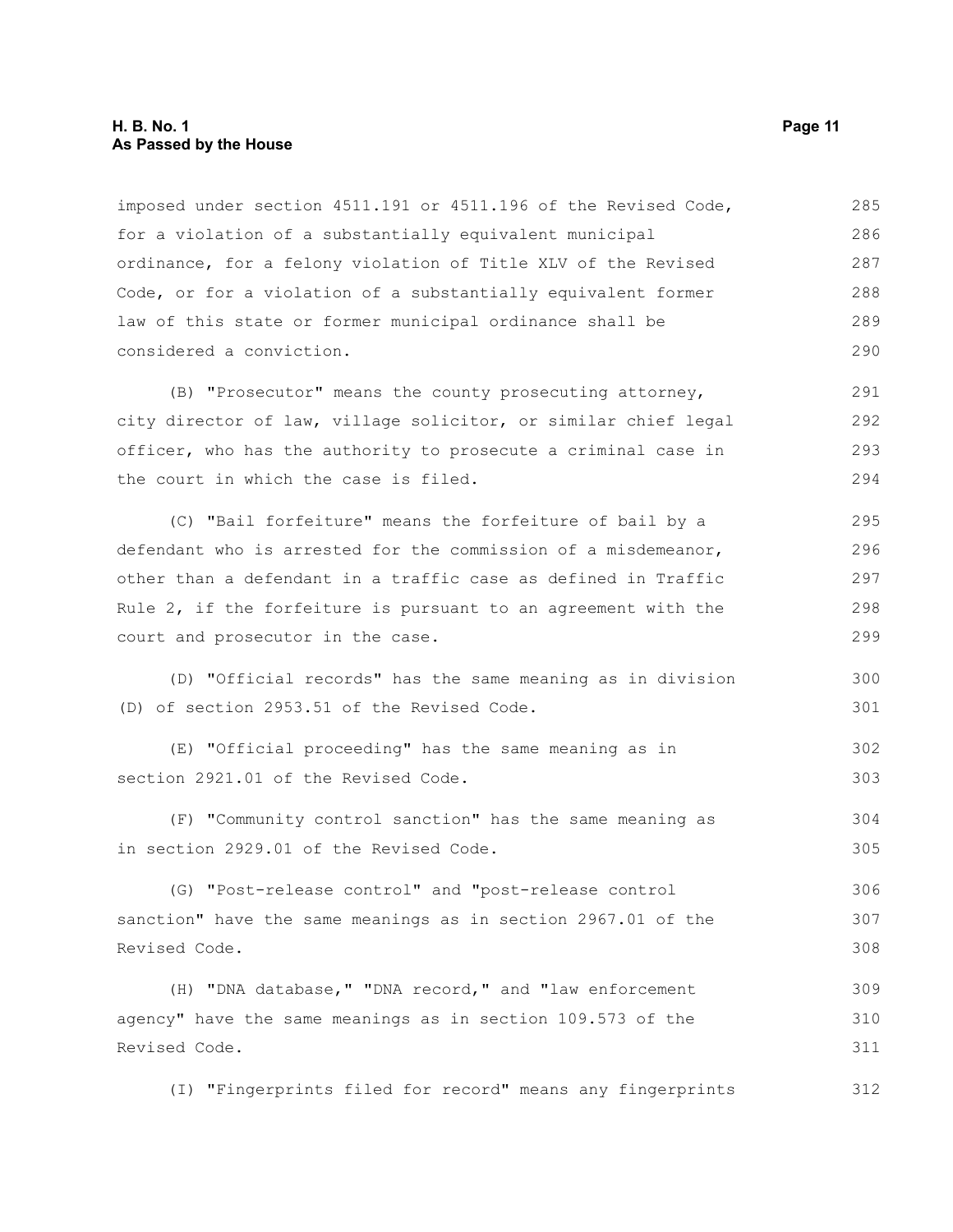imposed under section 4511.191 or 4511.196 of the Revised Code, for a violation of a substantially equivalent municipal ordinance, for a felony violation of Title XLV of the Revised Code, or for a violation of a substantially equivalent former law of this state or former municipal ordinance shall be considered a conviction.

(B) "Prosecutor" means the county prosecuting attorney, city director of law, village solicitor, or similar chief legal officer, who has the authority to prosecute a criminal case in the court in which the case is filed.

(C) "Bail forfeiture" means the forfeiture of bail by a defendant who is arrested for the commission of a misdemeanor, other than a defendant in a traffic case as defined in Traffic Rule 2, if the forfeiture is pursuant to an agreement with the court and prosecutor in the case.

(D) "Official records" has the same meaning as in division (D) of section 2953.51 of the Revised Code.

(E) "Official proceeding" has the same meaning as in section 2921.01 of the Revised Code.

(F) "Community control sanction" has the same meaning as in section 2929.01 of the Revised Code.

(G) "Post-release control" and "post-release control sanction" have the same meanings as in section 2967.01 of the Revised Code.

(H) "DNA database," "DNA record," and "law enforcement agency" have the same meanings as in section 109.573 of the Revised Code.

(I) "Fingerprints filed for record" means any fingerprints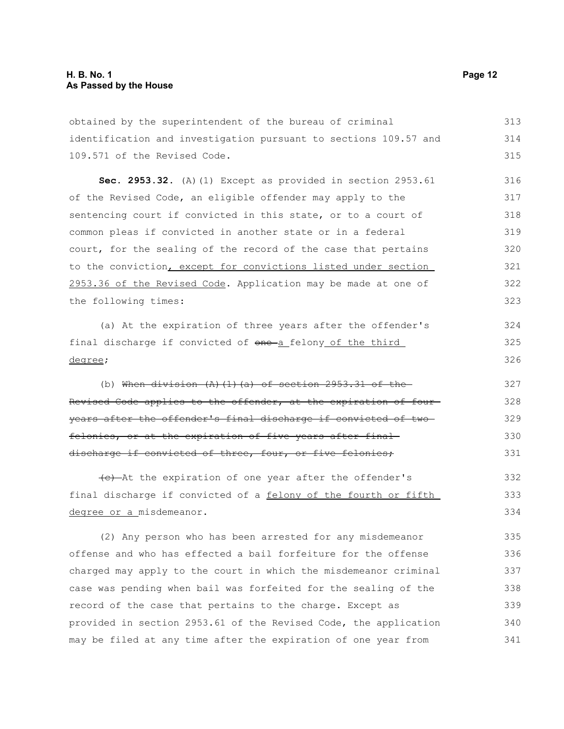obtained by the superintendent of the bureau of criminal identification and investigation pursuant to sections 109.57 and 109.571 of the Revised Code.

**Sec. 2953.32.** (A)(1) Except as provided in section 2953.61 of the Revised Code, an eligible offender may apply to the sentencing court if convicted in this state, or to a court of common pleas if convicted in another state or in a federal court, for the sealing of the record of the case that pertains to the conviction, except for convictions listed under section 2953.36 of the Revised Code. Application may be made at one of the following times:

(a) At the expiration of three years after the offender's final discharge if convicted of ~~one~~ a felony of the third degree;

(b) ~~When division (A)(1)(a) of section 2953.31 of the Revised Code applies to the offender, at the expiration of four years after the offender's final discharge if convicted of two felonies, or at the expiration of five years after final discharge if convicted of three, four, or five felonies;~~

~~(c)~~ At the expiration of one year after the offender's final discharge if convicted of a felony of the fourth or fifth degree or a misdemeanor.

(2) Any person who has been arrested for any misdemeanor offense and who has effected a bail forfeiture for the offense charged may apply to the court in which the misdemeanor criminal case was pending when bail was forfeited for the sealing of the record of the case that pertains to the charge. Except as provided in section 2953.61 of the Revised Code, the application may be filed at any time after the expiration of one year from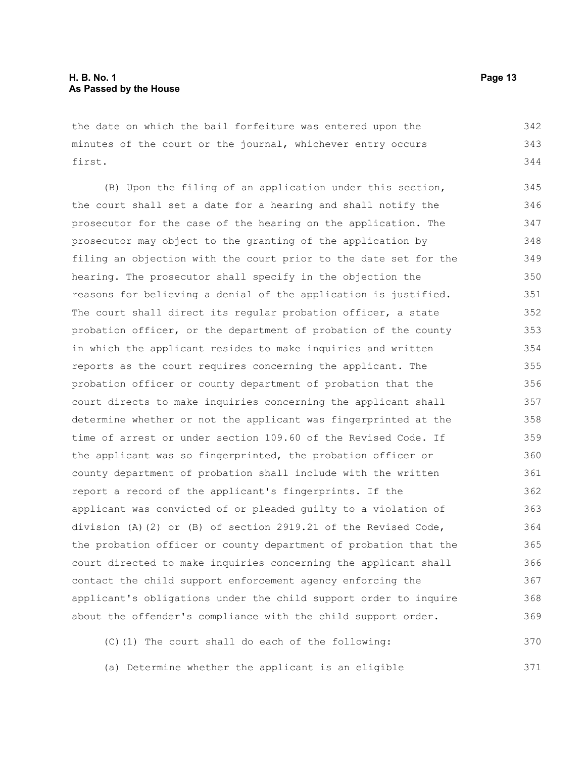the date on which the bail forfeiture was entered upon the minutes of the court or the journal, whichever entry occurs first.

(B) Upon the filing of an application under this section, the court shall set a date for a hearing and shall notify the prosecutor for the case of the hearing on the application. The prosecutor may object to the granting of the application by filing an objection with the court prior to the date set for the hearing. The prosecutor shall specify in the objection the reasons for believing a denial of the application is justified. The court shall direct its regular probation officer, a state probation officer, or the department of probation of the county in which the applicant resides to make inquiries and written reports as the court requires concerning the applicant. The probation officer or county department of probation that the court directs to make inquiries concerning the applicant shall determine whether or not the applicant was fingerprinted at the time of arrest or under section 109.60 of the Revised Code. If the applicant was so fingerprinted, the probation officer or county department of probation shall include with the written report a record of the applicant's fingerprints. If the applicant was convicted of or pleaded guilty to a violation of division (A)(2) or (B) of section 2919.21 of the Revised Code, the probation officer or county department of probation that the court directed to make inquiries concerning the applicant shall contact the child support enforcement agency enforcing the applicant's obligations under the child support order to inquire about the offender's compliance with the child support order.

(C)(1) The court shall do each of the following:

(a) Determine whether the applicant is an eligible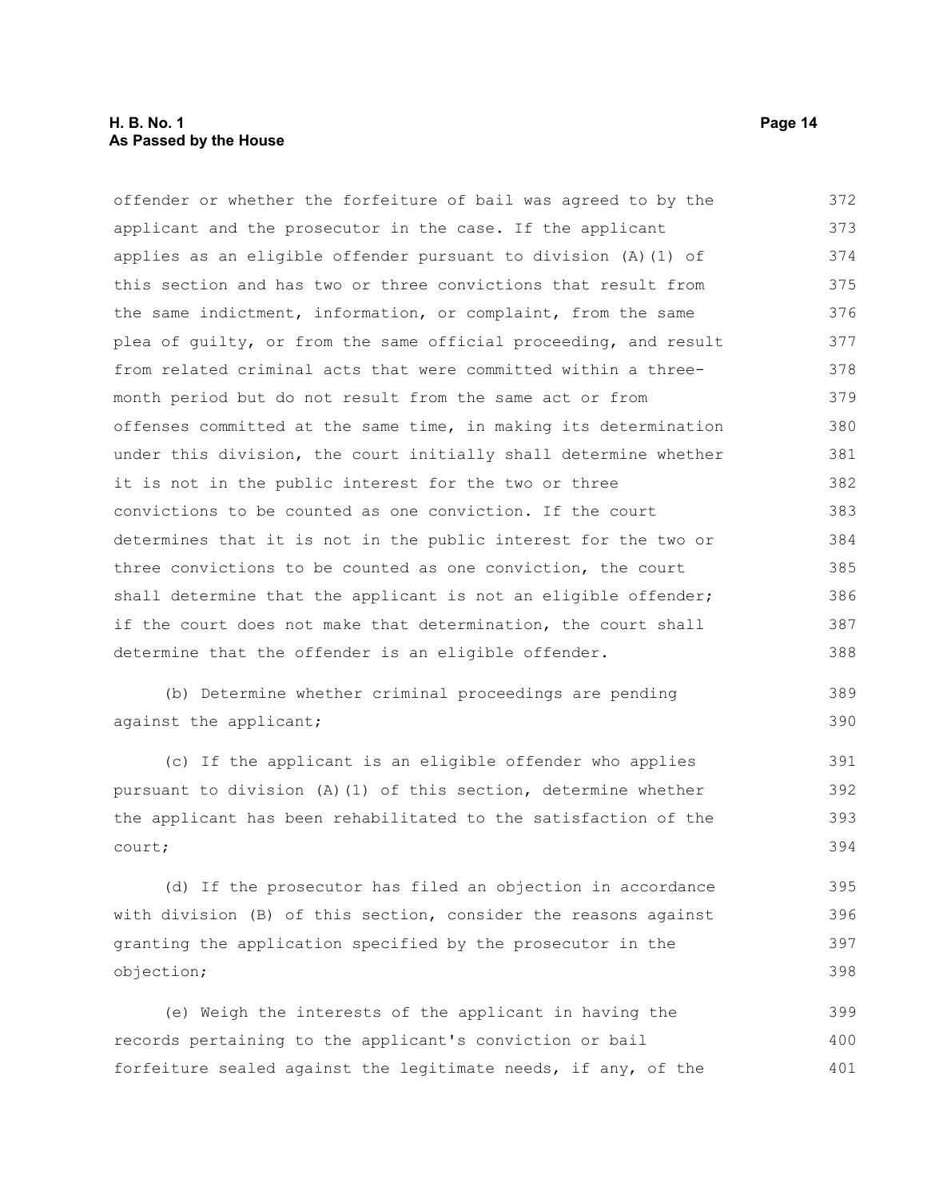offender or whether the forfeiture of bail was agreed to by the applicant and the prosecutor in the case. If the applicant applies as an eligible offender pursuant to division (A)(1) of this section and has two or three convictions that result from the same indictment, information, or complaint, from the same plea of guilty, or from the same official proceeding, and result from related criminal acts that were committed within a three-month period but do not result from the same act or from offenses committed at the same time, in making its determination under this division, the court initially shall determine whether it is not in the public interest for the two or three convictions to be counted as one conviction. If the court determines that it is not in the public interest for the two or three convictions to be counted as one conviction, the court shall determine that the applicant is not an eligible offender; if the court does not make that determination, the court shall determine that the offender is an eligible offender.

(b) Determine whether criminal proceedings are pending against the applicant;

(c) If the applicant is an eligible offender who applies pursuant to division (A)(1) of this section, determine whether the applicant has been rehabilitated to the satisfaction of the court;

(d) If the prosecutor has filed an objection in accordance with division (B) of this section, consider the reasons against granting the application specified by the prosecutor in the objection;

(e) Weigh the interests of the applicant in having the records pertaining to the applicant's conviction or bail forfeiture sealed against the legitimate needs, if any, of the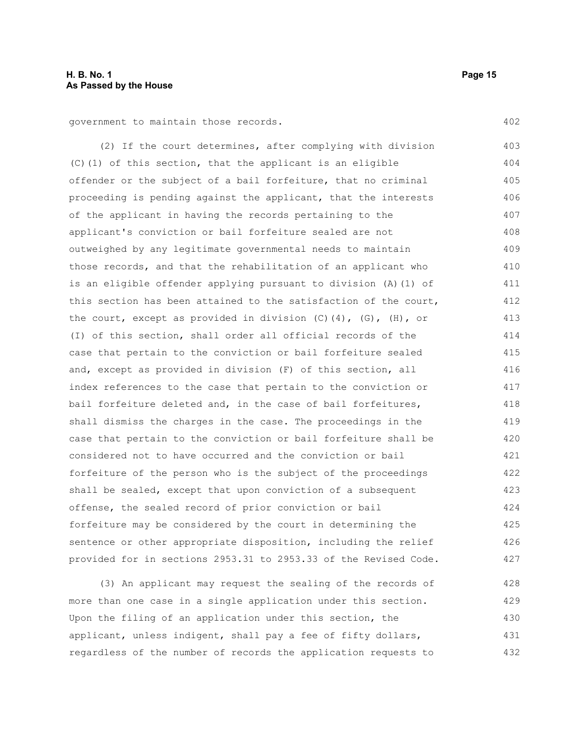government to maintain those records.

(2) If the court determines, after complying with division (C)(1) of this section, that the applicant is an eligible offender or the subject of a bail forfeiture, that no criminal proceeding is pending against the applicant, that the interests of the applicant in having the records pertaining to the applicant's conviction or bail forfeiture sealed are not outweighed by any legitimate governmental needs to maintain those records, and that the rehabilitation of an applicant who is an eligible offender applying pursuant to division (A)(1) of this section has been attained to the satisfaction of the court, the court, except as provided in division (C)(4), (G), (H), or (I) of this section, shall order all official records of the case that pertain to the conviction or bail forfeiture sealed and, except as provided in division (F) of this section, all index references to the case that pertain to the conviction or bail forfeiture deleted and, in the case of bail forfeitures, shall dismiss the charges in the case. The proceedings in the case that pertain to the conviction or bail forfeiture shall be considered not to have occurred and the conviction or bail forfeiture of the person who is the subject of the proceedings shall be sealed, except that upon conviction of a subsequent offense, the sealed record of prior conviction or bail forfeiture may be considered by the court in determining the sentence or other appropriate disposition, including the relief provided for in sections 2953.31 to 2953.33 of the Revised Code.

(3) An applicant may request the sealing of the records of more than one case in a single application under this section. Upon the filing of an application under this section, the applicant, unless indigent, shall pay a fee of fifty dollars, regardless of the number of records the application requests to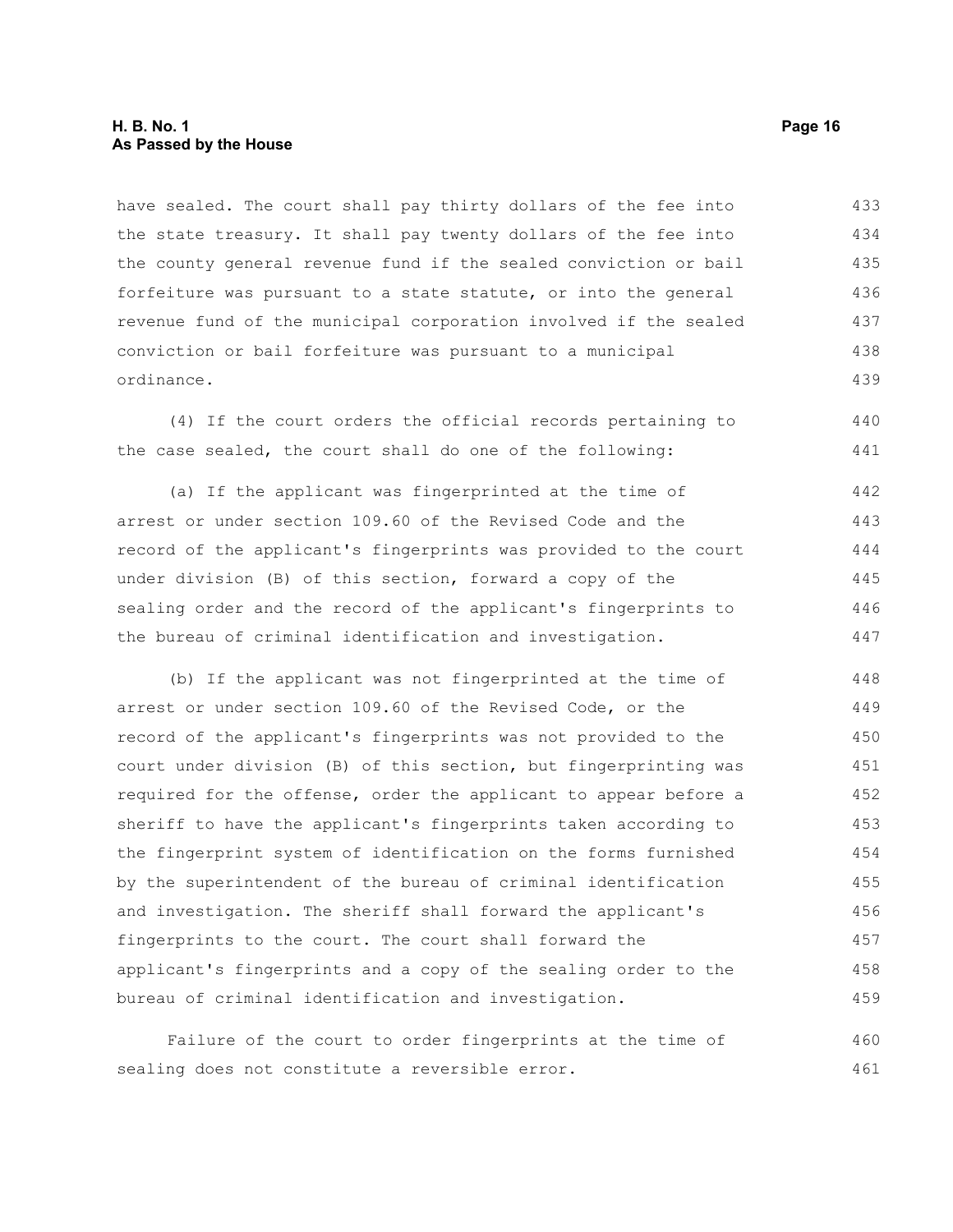have sealed. The court shall pay thirty dollars of the fee into the state treasury. It shall pay twenty dollars of the fee into the county general revenue fund if the sealed conviction or bail forfeiture was pursuant to a state statute, or into the general revenue fund of the municipal corporation involved if the sealed conviction or bail forfeiture was pursuant to a municipal ordinance.

(4) If the court orders the official records pertaining to the case sealed, the court shall do one of the following:

(a) If the applicant was fingerprinted at the time of arrest or under section 109.60 of the Revised Code and the record of the applicant's fingerprints was provided to the court under division (B) of this section, forward a copy of the sealing order and the record of the applicant's fingerprints to the bureau of criminal identification and investigation.

(b) If the applicant was not fingerprinted at the time of arrest or under section 109.60 of the Revised Code, or the record of the applicant's fingerprints was not provided to the court under division (B) of this section, but fingerprinting was required for the offense, order the applicant to appear before a sheriff to have the applicant's fingerprints taken according to the fingerprint system of identification on the forms furnished by the superintendent of the bureau of criminal identification and investigation. The sheriff shall forward the applicant's fingerprints to the court. The court shall forward the applicant's fingerprints and a copy of the sealing order to the bureau of criminal identification and investigation.

Failure of the court to order fingerprints at the time of sealing does not constitute a reversible error.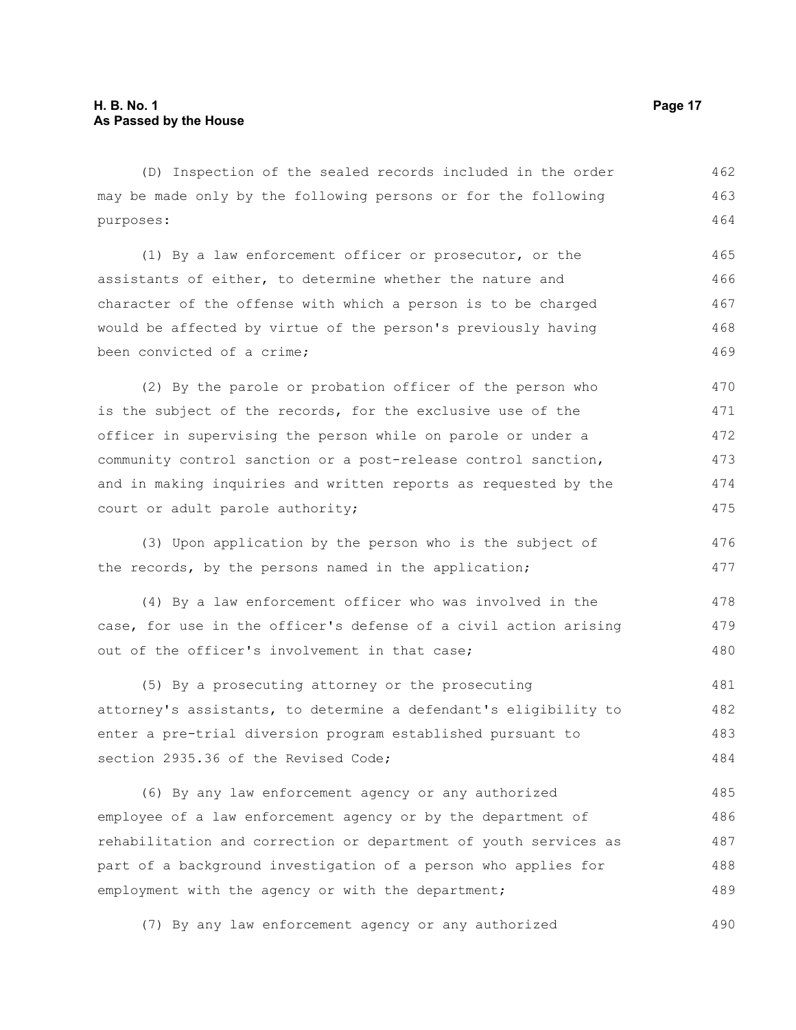(D) Inspection of the sealed records included in the order may be made only by the following persons or for the following purposes:

(1) By a law enforcement officer or prosecutor, or the assistants of either, to determine whether the nature and character of the offense with which a person is to be charged would be affected by virtue of the person's previously having been convicted of a crime;

(2) By the parole or probation officer of the person who is the subject of the records, for the exclusive use of the officer in supervising the person while on parole or under a community control sanction or a post-release control sanction, and in making inquiries and written reports as requested by the court or adult parole authority;

(3) Upon application by the person who is the subject of the records, by the persons named in the application;

(4) By a law enforcement officer who was involved in the case, for use in the officer's defense of a civil action arising out of the officer's involvement in that case;

(5) By a prosecuting attorney or the prosecuting attorney's assistants, to determine a defendant's eligibility to enter a pre-trial diversion program established pursuant to section 2935.36 of the Revised Code;

(6) By any law enforcement agency or any authorized employee of a law enforcement agency or by the department of rehabilitation and correction or department of youth services as part of a background investigation of a person who applies for employment with the agency or with the department;

(7) By any law enforcement agency or any authorized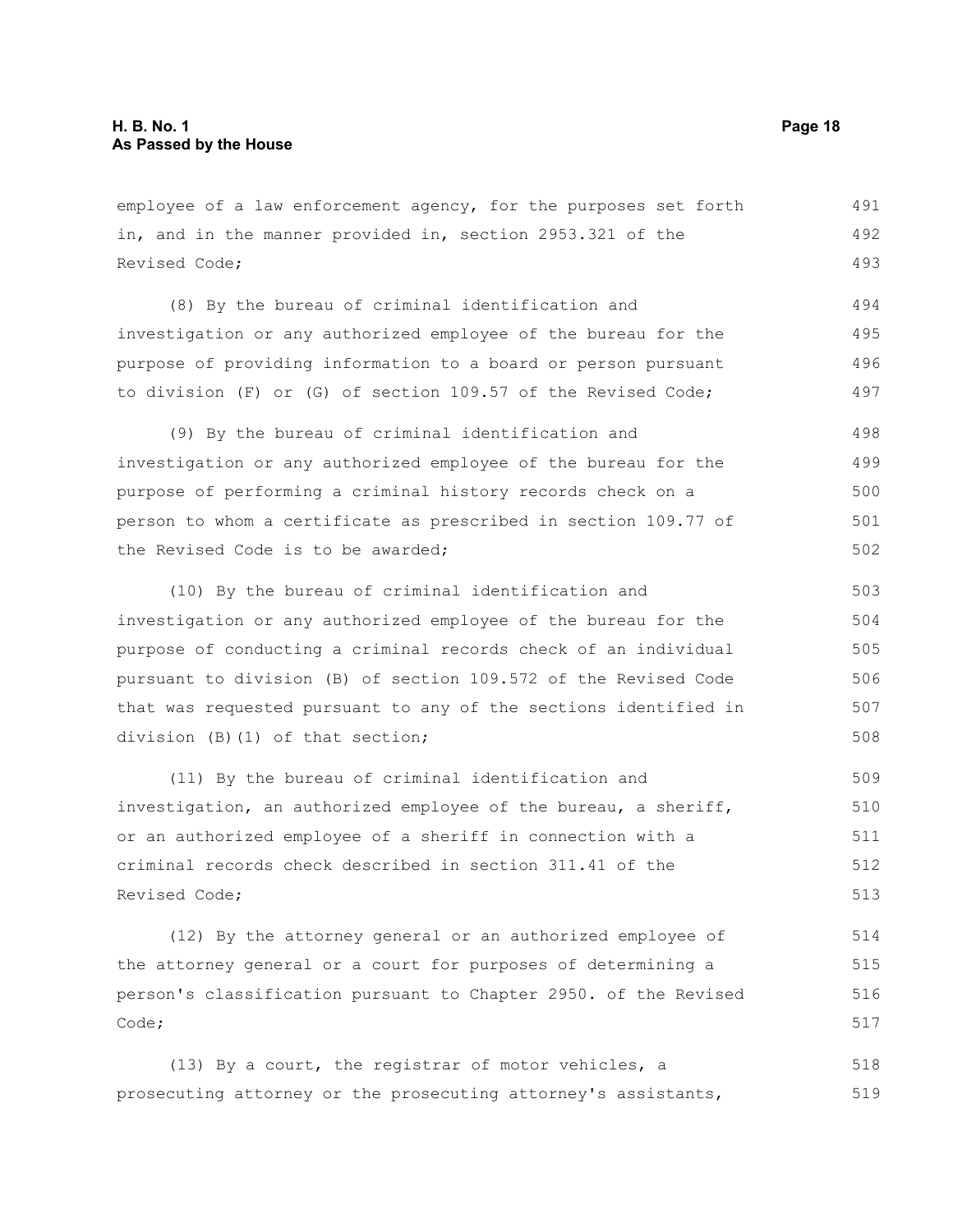employee of a law enforcement agency, for the purposes set forth in, and in the manner provided in, section 2953.321 of the Revised Code;

(8) By the bureau of criminal identification and investigation or any authorized employee of the bureau for the purpose of providing information to a board or person pursuant to division (F) or (G) of section 109.57 of the Revised Code;

(9) By the bureau of criminal identification and investigation or any authorized employee of the bureau for the purpose of performing a criminal history records check on a person to whom a certificate as prescribed in section 109.77 of the Revised Code is to be awarded;

(10) By the bureau of criminal identification and investigation or any authorized employee of the bureau for the purpose of conducting a criminal records check of an individual pursuant to division (B) of section 109.572 of the Revised Code that was requested pursuant to any of the sections identified in division (B)(1) of that section;

(11) By the bureau of criminal identification and investigation, an authorized employee of the bureau, a sheriff, or an authorized employee of a sheriff in connection with a criminal records check described in section 311.41 of the Revised Code;

(12) By the attorney general or an authorized employee of the attorney general or a court for purposes of determining a person's classification pursuant to Chapter 2950. of the Revised Code;

(13) By a court, the registrar of motor vehicles, a prosecuting attorney or the prosecuting attorney's assistants,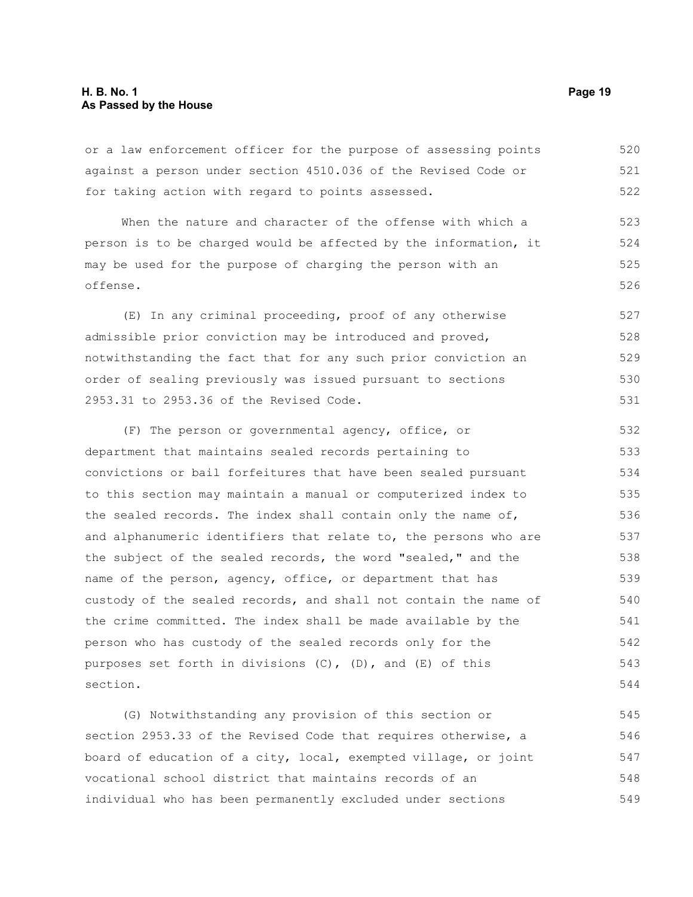or a law enforcement officer for the purpose of assessing points against a person under section 4510.036 of the Revised Code or for taking action with regard to points assessed.

When the nature and character of the offense with which a person is to be charged would be affected by the information, it may be used for the purpose of charging the person with an offense.

(E) In any criminal proceeding, proof of any otherwise admissible prior conviction may be introduced and proved, notwithstanding the fact that for any such prior conviction an order of sealing previously was issued pursuant to sections 2953.31 to 2953.36 of the Revised Code.

(F) The person or governmental agency, office, or department that maintains sealed records pertaining to convictions or bail forfeitures that have been sealed pursuant to this section may maintain a manual or computerized index to the sealed records. The index shall contain only the name of, and alphanumeric identifiers that relate to, the persons who are the subject of the sealed records, the word "sealed," and the name of the person, agency, office, or department that has custody of the sealed records, and shall not contain the name of the crime committed. The index shall be made available by the person who has custody of the sealed records only for the purposes set forth in divisions (C), (D), and (E) of this section.

(G) Notwithstanding any provision of this section or section 2953.33 of the Revised Code that requires otherwise, a board of education of a city, local, exempted village, or joint vocational school district that maintains records of an individual who has been permanently excluded under sections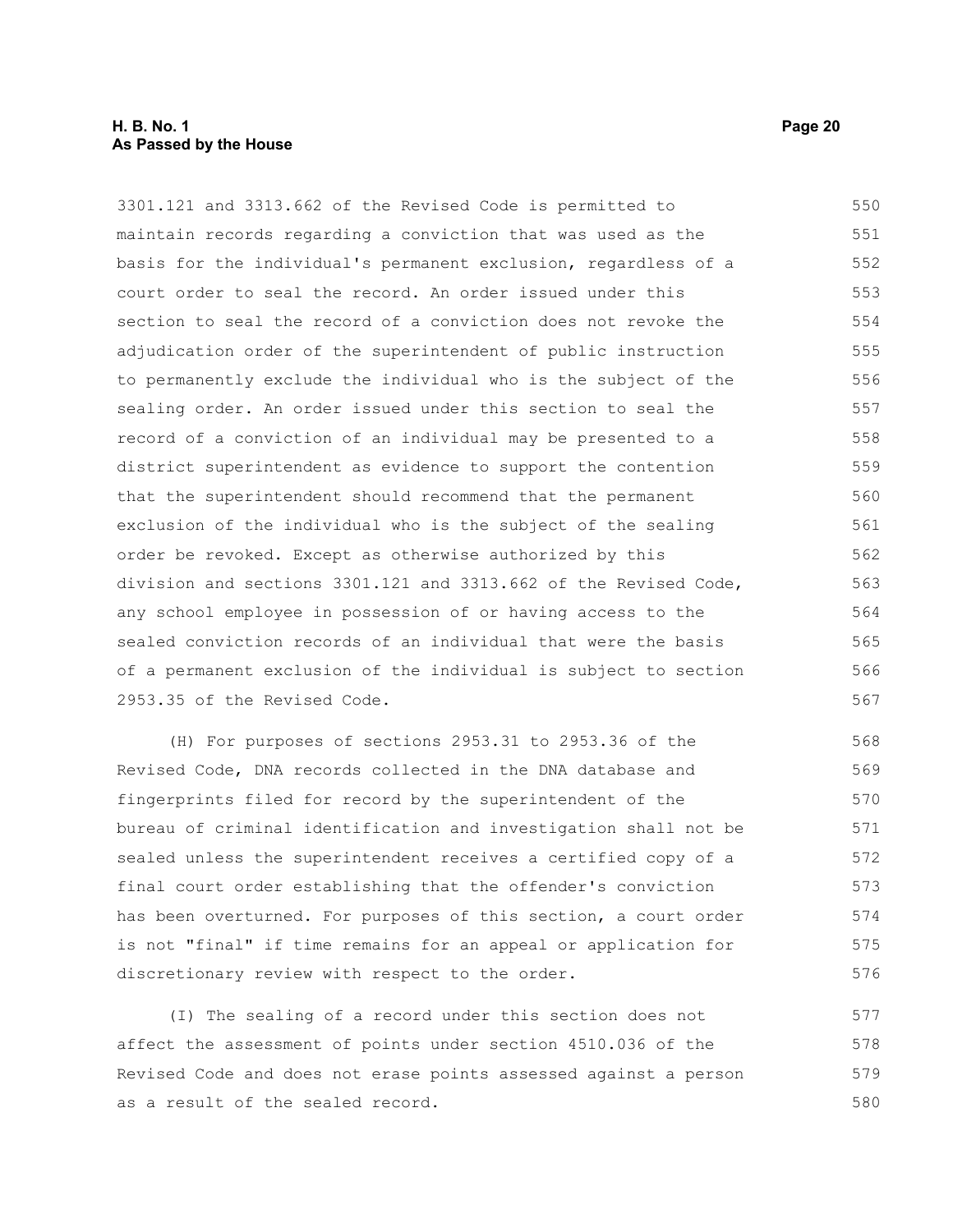3301.121 and 3313.662 of the Revised Code is permitted to maintain records regarding a conviction that was used as the basis for the individual's permanent exclusion, regardless of a court order to seal the record. An order issued under this section to seal the record of a conviction does not revoke the adjudication order of the superintendent of public instruction to permanently exclude the individual who is the subject of the sealing order. An order issued under this section to seal the record of a conviction of an individual may be presented to a district superintendent as evidence to support the contention that the superintendent should recommend that the permanent exclusion of the individual who is the subject of the sealing order be revoked. Except as otherwise authorized by this division and sections 3301.121 and 3313.662 of the Revised Code, any school employee in possession of or having access to the sealed conviction records of an individual that were the basis of a permanent exclusion of the individual is subject to section 2953.35 of the Revised Code.

(H) For purposes of sections 2953.31 to 2953.36 of the Revised Code, DNA records collected in the DNA database and fingerprints filed for record by the superintendent of the bureau of criminal identification and investigation shall not be sealed unless the superintendent receives a certified copy of a final court order establishing that the offender's conviction has been overturned. For purposes of this section, a court order is not "final" if time remains for an appeal or application for discretionary review with respect to the order.

(I) The sealing of a record under this section does not affect the assessment of points under section 4510.036 of the Revised Code and does not erase points assessed against a person as a result of the sealed record.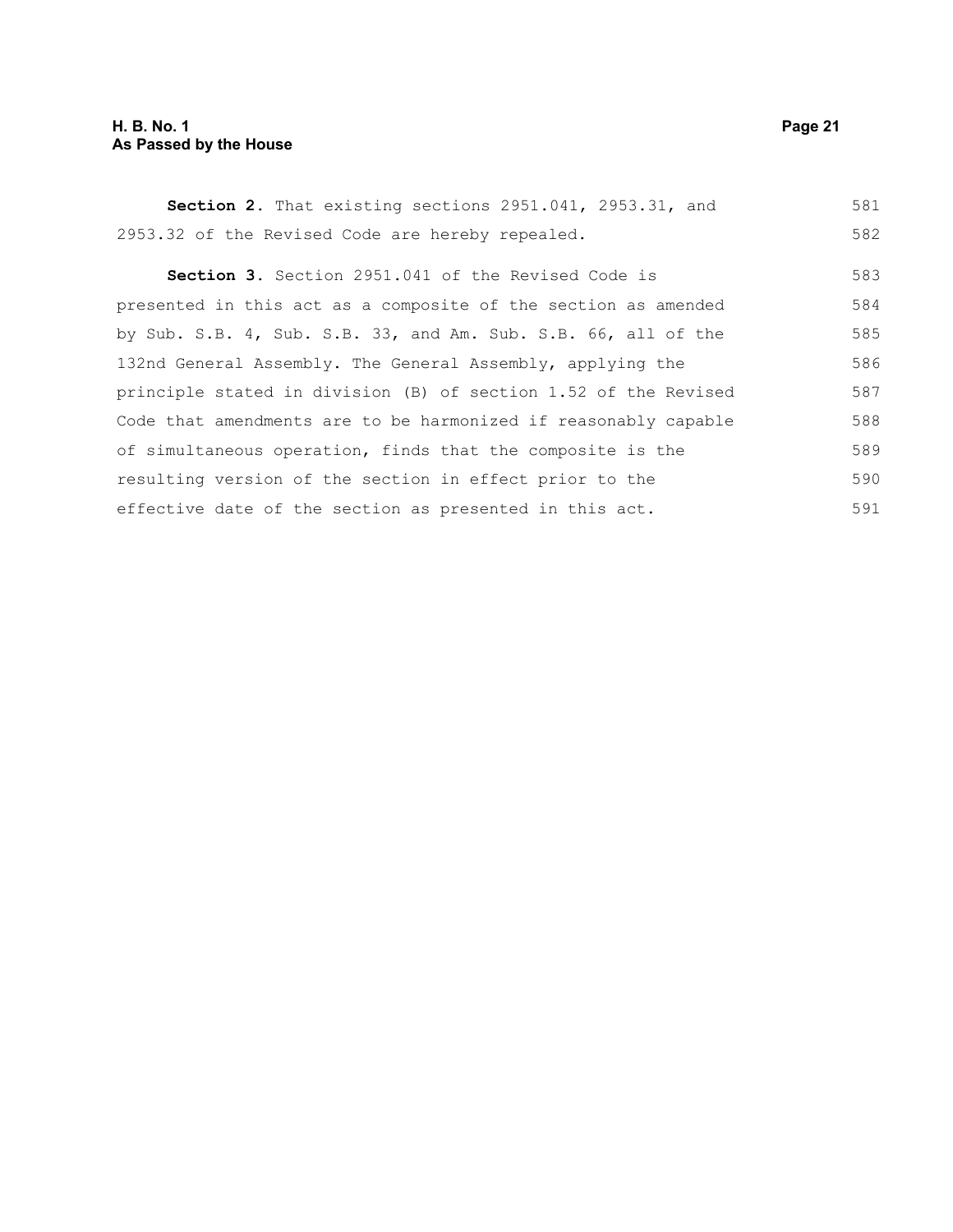**Section 2.** That existing sections 2951.041, 2953.31, and 2953.32 of the Revised Code are hereby repealed.

**Section 3.** Section 2951.041 of the Revised Code is presented in this act as a composite of the section as amended by Sub. S.B. 4, Sub. S.B. 33, and Am. Sub. S.B. 66, all of the 132nd General Assembly. The General Assembly, applying the principle stated in division (B) of section 1.52 of the Revised Code that amendments are to be harmonized if reasonably capable of simultaneous operation, finds that the composite is the resulting version of the section in effect prior to the effective date of the section as presented in this act.